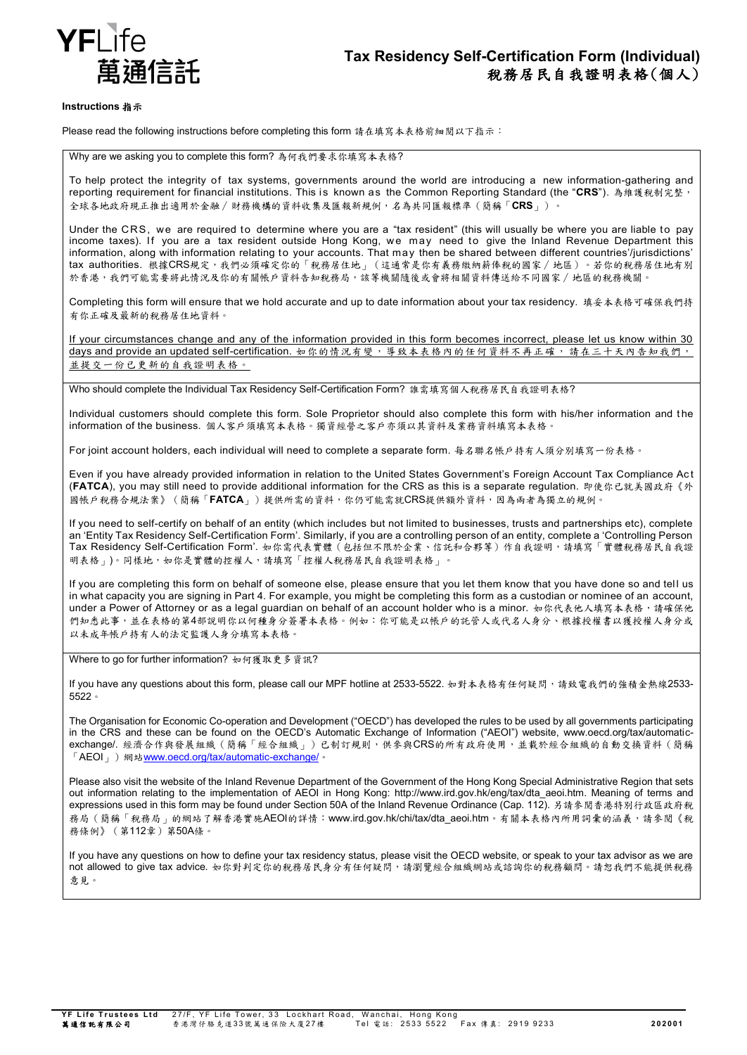# Tax Residency Self-Certification Form (Individual)
# 稅務居民自我證明表格(個人)

**Instructions 指示**

Please read the following instructions before completing this form 請在填寫本表格前細閱以下指示：

Why are we asking you to complete this form? 為何我們要求你填寫本表格?

To help protect the integrity of tax systems, governments around the world are introducing a new information-gathering and reporting requirement for financial institutions. This is known as the Common Reporting Standard (the "**CRS**"). 為維護稅制完整，全球各地政府現正推出適用於金融／財務機構的資料收集及匯報新規例，名為共同匯報標準（簡稱「**CRS**」）。

Under the CRS, we are required to determine where you are a "tax resident" (this will usually be where you are liable to pay income taxes). If you are a tax resident outside Hong Kong, we may need to give the Inland Revenue Department this information, along with information relating to your accounts. That may then be shared between different countries'/jurisdictions' tax authorities. 根據CRS規定，我們必須確定你的「稅務居住地」（這通常是你有義務繳納薪俸稅的國家／地區）。若你的稅務居住地有別於香港，我們可能需要將此情況及你的有關帳戶資料告知稅務局，該等機關隨後或會將相關資料傳送給不同國家／地區的稅務機關。

Completing this form will ensure that we hold accurate and up to date information about your tax residency. 填妥本表格可確保我們持有你正確及最新的稅務居住地資料。

<u>If your circumstances change and any of the information provided in this form becomes incorrect, please let us know within 30 days and provide an updated self-certification. 如你的情況有變，導致本表格內的任何資料不再正確，請在三十天內告知我們，並提交一份已更新的自我證明表格。</u>

Who should complete the Individual Tax Residency Self-Certification Form? 誰需填寫個人稅務居民自我證明表格?

Individual customers should complete this form. Sole Proprietor should also complete this form with his/her information and the information of the business. 個人客戶須填寫本表格。獨資經營之客戶亦須以其資料及業務資料填寫本表格。

For joint account holders, each individual will need to complete a separate form. 每名聯名帳戶持有人須分別填寫一份表格。

Even if you have already provided information in relation to the United States Government's Foreign Account Tax Compliance Act (**FATCA**), you may still need to provide additional information for the CRS as this is a separate regulation. 即使你已就美國政府《外國帳戶稅務合規法案》（簡稱「**FATCA**」）提供所需的資料，你仍可能需就CRS提供額外資料，因為兩者為獨立的規例。

If you need to self-certify on behalf of an entity (which includes but not limited to businesses, trusts and partnerships etc), complete an 'Entity Tax Residency Self-Certification Form'. Similarly, if you are a controlling person of an entity, complete a 'Controlling Person Tax Residency Self-Certification Form'. 如你需代表實體（包括但不限於企業、信託和合夥等）作自我證明，請填寫「實體稅務居民自我證明表格」)。同樣地，如你是實體的控權人，請填寫「控權人稅務居民自我證明表格」。

If you are completing this form on behalf of someone else, please ensure that you let them know that you have done so and tell us in what capacity you are signing in Part 4. For example, you might be completing this form as a custodian or nominee of an account, under a Power of Attorney or as a legal guardian on behalf of an account holder who is a minor. 如你代表他人填寫本表格，請確保他們知悉此事，並在表格的第4部說明你以何種身分簽署本表格。例如：你可能是以帳戶的託管人或代名人身分、根據授權書以獲授權人身分或以未成年帳戶持有人的法定監護人身分填寫本表格。

Where to go for further information? 如何獲取更多資訊?

If you have any questions about this form, please call our MPF hotline at 2533-5522. 如對本表格有任何疑問，請致電我們的強積金熱線2533-5522。

The Organisation for Economic Co-operation and Development ("OECD") has developed the rules to be used by all governments participating in the CRS and these can be found on the OECD's Automatic Exchange of Information ("AEOI") website, www.oecd.org/tax/automatic-exchange/. 經濟合作與發展組織（簡稱「經合組織」）已制訂規則，供參與CRS的所有政府使用，並載於經合組織的自動交換資料（簡稱「AEOI」）網站[www.oecd.org/tax/automatic-exchange/](www.oecd.org/tax/automatic-exchange/)。

Please also visit the website of the Inland Revenue Department of the Government of the Hong Kong Special Administrative Region that sets out information relating to the implementation of AEOI in Hong Kong: http://www.ird.gov.hk/eng/tax/dta_aeoi.htm. Meaning of terms and expressions used in this form may be found under Section 50A of the Inland Revenue Ordinance (Cap. 112). 另請參閱香港特別行政區政府稅務局（簡稱「稅務局」的網站了解香港實施AEOI的詳情：www.ird.gov.hk/chi/tax/dta_aeoi.htm。有關本表格內所用詞彙的涵義，請參閱《稅務條例》（第112章）第50A條。

If you have any questions on how to define your tax residency status, please visit the OECD website, or speak to your tax advisor as we are not allowed to give tax advice. 如你對判定你的稅務居民身分有任何疑問，請瀏覽經合組織網站或諮詢你的稅務顧問。請恕我們不能提供稅務意見。

**YF Life Trustees Ltd 萬通信託有限公司** 27/F, YF Life Tower, 33 Lockhart Road, Wanchai, Hong Kong 香港灣仔駱克道33號萬通保險大廈27樓 Tel 電話: 2533 5522 Fax 傳真: 2919 9233 **202001**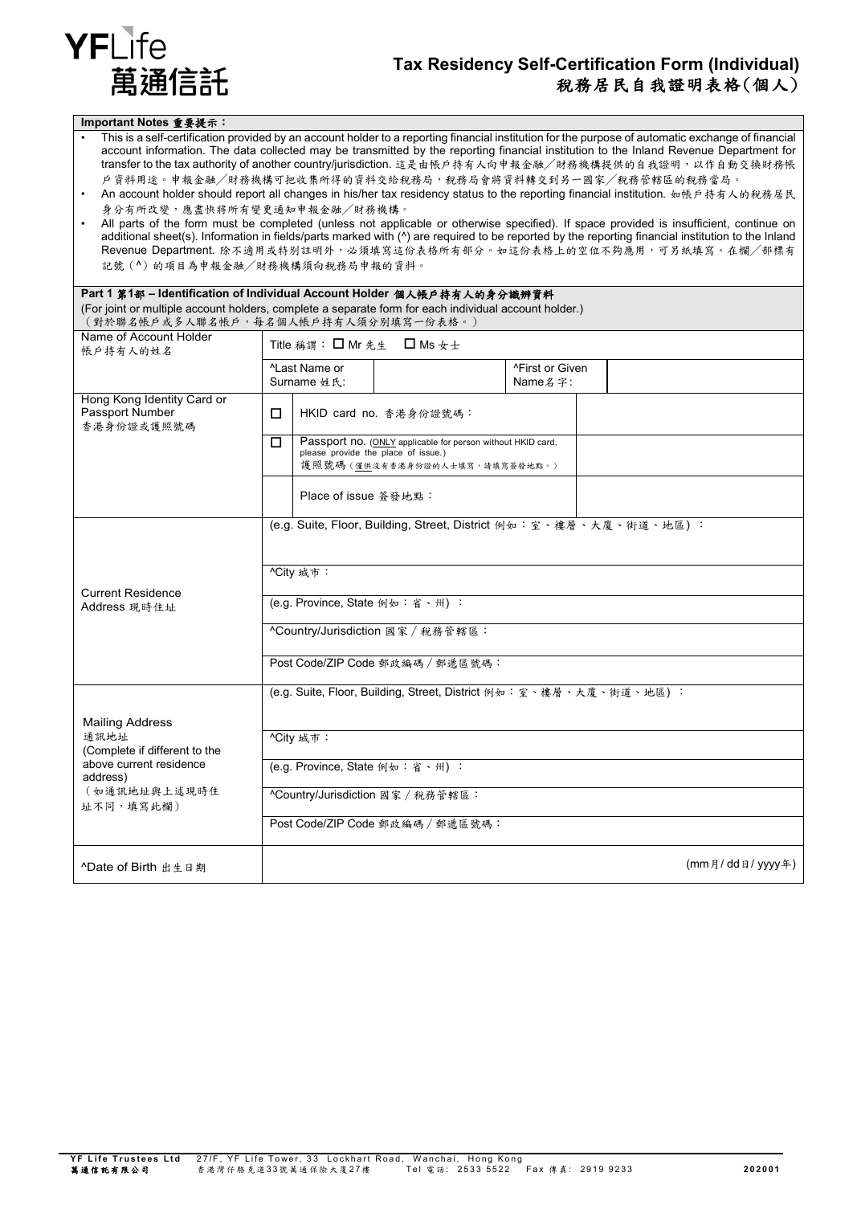# YFLife 萬通信託

## Tax Residency Self-Certification Form (Individual) 稅務居民自我證明表格（個人）

**Important Notes 重要提示：**

- This is a self-certification provided by an account holder to a reporting financial institution for the purpose of automatic exchange of financial account information. The data collected may be transmitted by the reporting financial institution to the Inland Revenue Department for transfer to the tax authority of another country/jurisdiction. 這是由帳戶持有人向申報金融／財務機構提供的自我證明，以作自動交換財務帳戶資料用途。申報金融／財務機構可把收集所得的資料交給稅務局，稅務局會將資料轉交到另一國家／稅務管轄區的稅務當局。
- An account holder should report all changes in his/her tax residency status to the reporting financial institution. 如帳戶持有人的稅務居民身分有所改變，應盡快將所有變更通知申報金融／財務機構。
- All parts of the form must be completed (unless not applicable or otherwise specified). If space provided is insufficient, continue on additional sheet(s). Information in fields/parts marked with (^) are required to be reported by the reporting financial institution to the Inland Revenue Department. 除不適用或特別註明外，必須填寫這份表格所有部分。如這份表格上的空位不夠應用，可另紙填寫。在欄／部標有記號（^）的項目為申報金融／財務機構須向稅務局申報的資料。

**Part 1 第1部 – Identification of Individual Account Holder 個人帳戶持有人的身分識辨資料**

(For joint or multiple account holders, complete a separate form for each individual account holder.)
（對於聯名帳戶或多人聯名帳戶，每名個人帳戶持有人須分別填寫一份表格。）

| | | | | |
|---|---|---|---|---|
| Name of Account Holder 帳戶持有人的姓名 | Title 稱謂： ☐ Mr 先生 ☐ Ms 女士 | | | |
| | ^Last Name or Surname 姓氏: | | ^First or Given Name 名字: | |
| Hong Kong Identity Card or Passport Number 香港身份證或護照號碼 | ☐ HKID card no. 香港身份證號碼： | | | |
| | ☐ Passport no. (ONLY applicable for person without HKID card, please provide the place of issue.) 護照號碼（僅供沒有香港身份證的人士填寫，請填寫簽發地點。） | | | |
| | Place of issue 簽發地點： | | | |
| Current Residence Address 現時住址 | (e.g. Suite, Floor, Building, Street, District 例如：室、樓層、大廈、街道、地區)： | | | |
| | ^City 城市： | | | |
| | (e.g. Province, State 例如：省、州)： | | | |
| | ^Country/Jurisdiction 國家／稅務管轄區： | | | |
| | Post Code/ZIP Code 郵政編碼／郵遞區號碼： | | | |
| Mailing Address 通訊地址 (Complete if different to the above current residence address) （如通訊地址與上述現時住址不同，填寫此欄） | (e.g. Suite, Floor, Building, Street, District 例如：室、樓層、大廈、街道、地區)： | | | |
| | ^City 城市： | | | |
| | (e.g. Province, State 例如：省、州)： | | | |
| | ^Country/Jurisdiction 國家／稅務管轄區： | | | |
| | Post Code/ZIP Code 郵政編碼／郵遞區號碼： | | | |
| ^Date of Birth 出生日期 | (mm月/ dd日/ yyyy年) | | | |

**YF Life Trustees Ltd 萬通信託有限公司** 27/F, YF Life Tower, 33 Lockhart Road, Wanchai, Hong Kong 香港灣仔駱克道33號萬通保險大廈27樓 Tel 電話: 2533 5522 Fax 傳真: 2919 9233 202001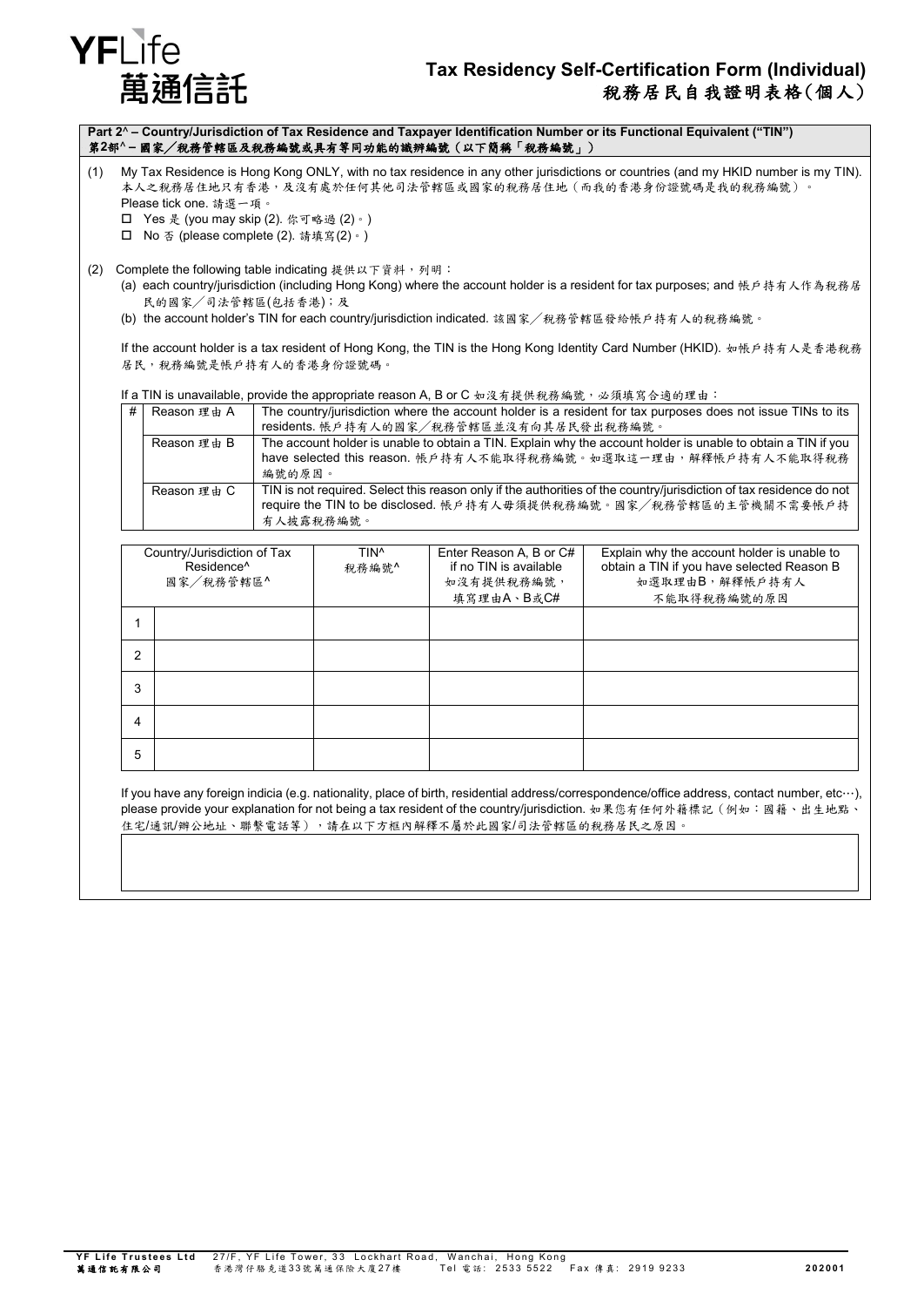# Tax Residency Self-Certification Form (Individual)
# 稅務居民自我證明表格(個人)

**Part 2^ – Country/Jurisdiction of Tax Residence and Taxpayer Identification Number or its Functional Equivalent ("TIN")**
**第2部^ – 國家／稅務管轄區及稅務編號或具有等同功能的識辨編號（以下簡稱「稅務編號」）**

(1) My Tax Residence is Hong Kong ONLY, with no tax residence in any other jurisdictions or countries (and my HKID number is my TIN).
本人之稅務居住地只有香港，及沒有處於任何其他司法管轄區或國家的稅務居住地（而我的香港身份證號碼是我的稅務編號）。
Please tick one. 請選一項。

☐ Yes 是 (you may skip (2). 你可略過 (2)。)
☐ No 否 (please complete (2). 請填寫(2)。)

(2) Complete the following table indicating 提供以下資料，列明：

(a) each country/jurisdiction (including Hong Kong) where the account holder is a resident for tax purposes; and 帳戶持有人作為稅務居民的國家／司法管轄區(包括香港)；及

(b) the account holder's TIN for each country/jurisdiction indicated. 該國家／稅務管轄區發給帳戶持有人的稅務編號。

If the account holder is a tax resident of Hong Kong, the TIN is the Hong Kong Identity Card Number (HKID). 如帳戶持有人是香港稅務居民，稅務編號是帳戶持有人的香港身份證號碼。

If a TIN is unavailable, provide the appropriate reason A, B or C 如沒有提供稅務編號，必須填寫合適的理由：

| # | | |
|---|---|---|
| | Reason 理由 A | The country/jurisdiction where the account holder is a resident for tax purposes does not issue TINs to its residents. 帳戶持有人的國家／稅務管轄區並沒有向其居民發出稅務編號。 |
| | Reason 理由 B | The account holder is unable to obtain a TIN. Explain why the account holder is unable to obtain a TIN if you have selected this reason. 帳戶持有人不能取得稅務編號。如選取這一理由，解釋帳戶持有人不能取得稅務編號的原因。 |
| | Reason 理由 C | TIN is not required. Select this reason only if the authorities of the country/jurisdiction of tax residence do not require the TIN to be disclosed. 帳戶持有人毋須提供稅務編號。國家／稅務管轄區的主管機關不需要帳戶持有人披露稅務編號。 |

| | Country/Jurisdiction of Tax Residence^ 國家／稅務管轄區^ | TIN^ 稅務編號^ | Enter Reason A, B or C# if no TIN is available 如沒有提供稅務編號，填寫理由A、B或C# | Explain why the account holder is unable to obtain a TIN if you have selected Reason B 如選取理由B，解釋帳戶持有人不能取得稅務編號的原因 |
|---|---|---|---|---|
| 1 | | | | |
| 2 | | | | |
| 3 | | | | |
| 4 | | | | |
| 5 | | | | |

If you have any foreign indicia (e.g. nationality, place of birth, residential address/correspondence/office address, contact number, etc…), please provide your explanation for not being a tax resident of the country/jurisdiction. 如果您有任何外籍標記（例如：國籍、出生地點、住宅/通訊/辦公地址、聯繫電話等），請在以下方框內解釋不屬於此國家/司法管轄區的稅務居民之原因。

| |
|---|
| |

**YF Life Trustees Ltd** 27/F, YF Life Tower, 33 Lockhart Road, Wanchai, Hong Kong Tel 電話: 2533 5522 Fax 傳真: 2919 9233
**萬通信託有限公司** 香港灣仔駱克道33號萬通保險大廈27樓
**202001**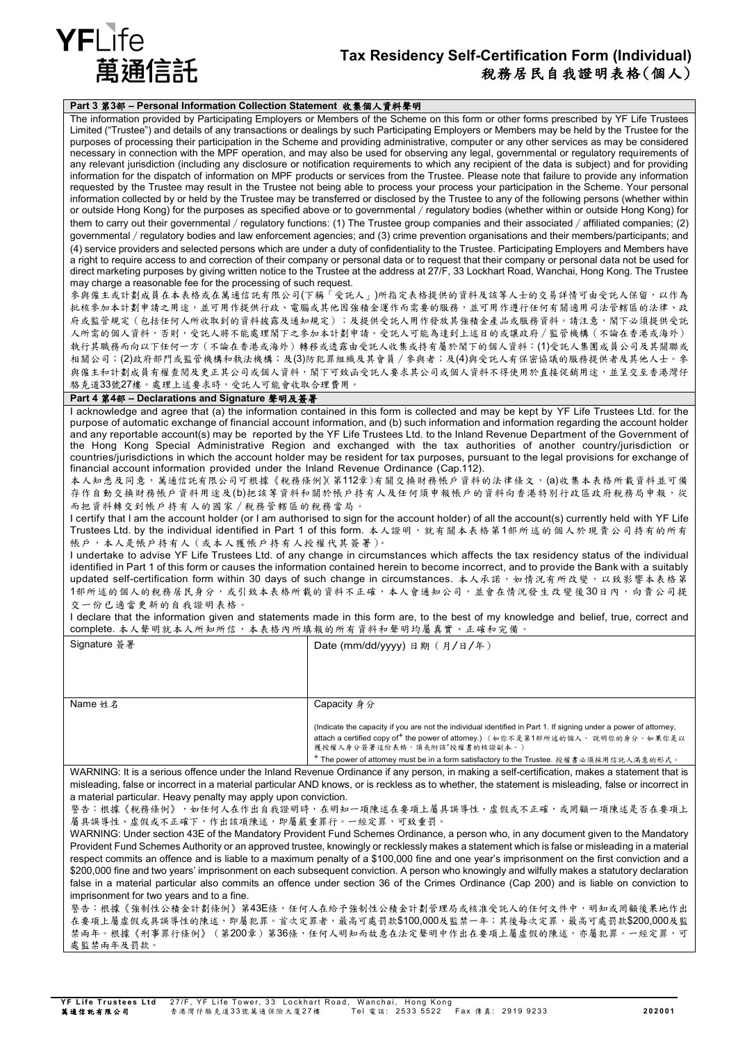# Tax Residency Self-Certification Form (Individual)
# 稅務居民自我證明表格(個人)

## Part 3 第3部 – Personal Information Collection Statement 收集個人資料聲明

The information provided by Participating Employers or Members of the Scheme on this form or other forms prescribed by YF Life Trustees Limited ("Trustee") and details of any transactions or dealings by such Participating Employers or Members may be held by the Trustee for the purposes of processing their participation in the Scheme and providing administrative, computer or any other services as may be considered necessary in connection with the MPF operation, and may also be used for observing any legal, governmental or regulatory requirements of any relevant jurisdiction (including any disclosure or notification requirements to which any recipient of the data is subject) and for providing information for the dispatch of information on MPF products or services from the Trustee. Please note that failure to provide any information requested by the Trustee may result in the Trustee not being able to process your process your participation in the Scheme. Your personal information collected by or held by the Trustee may be transferred or disclosed by the Trustee to any of the following persons (whether within or outside Hong Kong) for the purposes as specified above or to governmental / regulatory bodies (whether within or outside Hong Kong) for them to carry out their governmental / regulatory functions: (1) The Trustee group companies and their associated / affiliated companies; (2) governmental / regulatory bodies and law enforcement agencies; and (3) crime prevention organisations and their members/participants; and (4) service providers and selected persons which are under a duty of confidentiality to the Trustee. Participating Employers and Members have a right to require access to and correction of their company or personal data or to request that their company or personal data not be used for direct marketing purposes by giving written notice to the Trustee at the address at 27/F, 33 Lockhart Road, Wanchai, Hong Kong. The Trustee may charge a reasonable fee for the processing of such request.

參與僱主或計劃成員在本表格或在萬通信託有限公司(下稱「受託人」)所指定表格提供的資料及該等人士的交易詳情可由受託人保留，以作為批核參加本計劃申請之用途，並可用作提供行政、電腦或其他因強積金運作而需要的服務，並可用作遵行任何有關適用司法管轄區的法律、政府或監管規定（包括任何人所收取到的資料披露及通知規定）；及提供受託人用作發放其強積金產品或服務資料。請注意，閣下必須提供受託人所需的個人資料，否則，受託人將不能處理閣下之參加本計劃申請。受託人可能為達到上述目的或讓政府／監管機構（不論在香港或海外）執行其職務而向以下任何一方（不論在香港或海外）轉移或透露由受託人收集或持有屬於閣下的個人資料：(1)受託人集團成員公司及其關聯或相關公司；(2)政府部門或監管機構和執法機構；及(3)防犯罪組織及其會員／參與者；及(4)與受託人有保密協議的服務提供者及其他人士。參與僱主和計劃成員有權查閱及更正其公司或個人資料，閣下可致函受託人要求其公司或個人資料不得使用於直接促銷用途，並呈交至香港灣仔駱克道33號27樓。處理上述要求時，受託人可能會收取合理費用。

## Part 4 第4部 – Declarations and Signature 聲明及簽署

I acknowledge and agree that (a) the information contained in this form is collected and may be kept by YF Life Trustees Ltd. for the purpose of automatic exchange of financial account information, and (b) such information and information regarding the account holder and any reportable account(s) may be reported by the YF Life Trustees Ltd. to the Inland Revenue Department of the Government of the Hong Kong Special Administrative Region and exchanged with the tax authorities of another country/jurisdiction or countries/jurisdictions in which the account holder may be resident for tax purposes, pursuant to the legal provisions for exchange of financial account information provided under the Inland Revenue Ordinance (Cap.112).

本人知悉及同意，萬通信託有限公司可根據《稅務條例》(第112章)有關交換財務帳戶資料的法律條文，(a)收集本表格所載資料並可備存作自動交換財務帳戶資料用途及(b)把該等資料和關於帳戶持有人及任何須申報帳戶的資料向香港特別行政區政府稅務局申報，從而把資料轉交到帳戶持有人的國家／稅務管轄區的稅務當局。

I certify that I am the account holder (or I am authorised to sign for the account holder) of all the account(s) currently held with YF Life Trustees Ltd. by the individual identified in Part 1 of this form. 本人證明，就有關本表格第1部所述的個人於現貴公司持有的所有帳戶，本人是帳戶持有人（或本人獲帳戶持有人授權代其簽署）。

I undertake to advise YF Life Trustees Ltd. of any change in circumstances which affects the tax residency status of the individual identified in Part 1 of this form or causes the information contained herein to become incorrect, and to provide the Bank with a suitably updated self-certification form within 30 days of such change in circumstances. 本人承諾，如情況有所改變，以致影響本表格第1部所述的個人的稅務居民身分，或引致本表格所載的資料不正確，本人會通知公司，並會在情況發生改變後30日內，向貴公司提交一份已適當更新的自我證明表格。

I declare that the information given and statements made in this form are, to the best of my knowledge and belief, true, correct and complete. 本人聲明就本人所知所信，本表格內所填報的所有資料和聲明均屬真實、正確和完備。

| | |
|---|---|
| Signature 簽署 | Date (mm/dd/yyyy) 日期（月/日/年） |
| Name 姓名 | Capacity 身分<br><br>(Indicate the capacity if you are not the individual identified in Part 1. If signing under a power of attorney, attach a certified copy of+ the power of attorney.)（如你不是第1部所述的個人，說明你的身分。如果你是以獲授權人身分簽署這份表格，須夾附該+授權書的核證副本。）<br><br>+ The power of attorney must be in a form satisfactory to the Trustee. 授權書必須採用信託人滿意的形式。 |

WARNING: It is a serious offence under the Inland Revenue Ordinance if any person, in making a self-certification, makes a statement that is misleading, false or incorrect in a material particular AND knows, or is reckless as to whether, the statement is misleading, false or incorrect in a material particular. Heavy penalty may apply upon conviction.

警告：根據《稅務條例》，如任何人在作出自我證明時，在明知一項陳述在要項上屬具誤導性、虛假或不正確，或罔顧一項陳述是否在要項上屬具誤導性、虛假或不正確下，作出該項陳述，即屬嚴重罪行。一經定罪，可致重罰。

WARNING: Under section 43E of the Mandatory Provident Fund Schemes Ordinance, a person who, in any document given to the Mandatory Provident Fund Schemes Authority or an approved trustee, knowingly or recklessly makes a statement which is false or misleading in a material respect commits an offence and is liable to a maximum penalty of a \$100,000 fine and one year's imprisonment on the first conviction and a \$200,000 fine and two years' imprisonment on each subsequent conviction. A person who knowingly and wilfully makes a statutory declaration false in a material particular also commits an offence under section 36 of the Crimes Ordinance (Cap 200) and is liable on conviction to imprisonment for two years and to a fine.

警告：根據《強制性公積金計劃條例》第43E條，任何人在給予強制性公積金計劃管理局或核准受託人的任何文件中，明知或罔顧後果地作出在要項上屬虛假或具誤導性的陳述，即屬犯罪。首次定罪者，最高可處罰款\$100,000及監禁一年；其後每次定罪，最高可處罰款\$200,000及監禁兩年。根據《刑事罪行條例》（第200章）第36條，任何人明知而故意在法定聲明中作出在要項上屬虛假的陳述，亦屬犯罪。一經定罪，可處監禁兩年及罰款。

YF Life Trustees Ltd 27/F, YF Life Tower, 33 Lockhart Road, Wanchai, Hong Kong
萬通信託有限公司 香港灣仔駱克道33號萬通保險大廈27樓 Tel 電話: 2533 5522 Fax 傳真: 2919 9233 202001